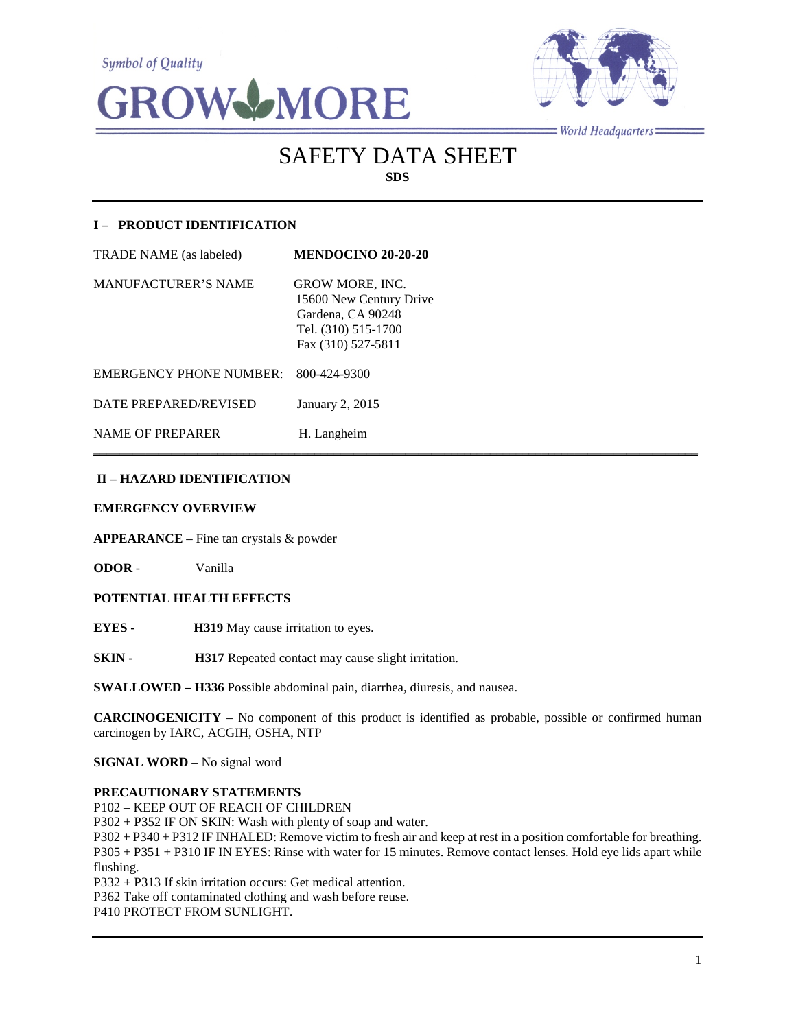Symbol of Quality

GROW MORE

World Headquarters

# SAFETY DATA SHEET

**SDS**

## I – PRODUCT IDENTIFICATION

| | |
|---|---|
| TRADE NAME (as labeled) | **MENDOCINO 20-20-20** |
| MANUFACTURER'S NAME | GROW MORE, INC.<br>15600 New Century Drive<br>Gardena, CA 90248<br>Tel. (310) 515-1700<br>Fax (310) 527-5811 |
| EMERGENCY PHONE NUMBER: | 800-424-9300 |
| DATE PREPARED/REVISED | January 2, 2015 |
| NAME OF PREPARER | H. Langheim |

## II – HAZARD IDENTIFICATION

**EMERGENCY OVERVIEW**

**APPEARANCE** – Fine tan crystals & powder

**ODOR** - Vanilla

**POTENTIAL HEALTH EFFECTS**

**EYES -** **H319** May cause irritation to eyes.

**SKIN -** **H317** Repeated contact may cause slight irritation.

**SWALLOWED – H336** Possible abdominal pain, diarrhea, diuresis, and nausea.

**CARCINOGENICITY** – No component of this product is identified as probable, possible or confirmed human carcinogen by IARC, ACGIH, OSHA, NTP

**SIGNAL WORD** – No signal word

**PRECAUTIONARY STATEMENTS**

P102 – KEEP OUT OF REACH OF CHILDREN
P302 + P352 IF ON SKIN: Wash with plenty of soap and water.
P302 + P340 + P312 IF INHALED: Remove victim to fresh air and keep at rest in a position comfortable for breathing.
P305 + P351 + P310 IF IN EYES: Rinse with water for 15 minutes. Remove contact lenses. Hold eye lids apart while flushing.
P332 + P313 If skin irritation occurs: Get medical attention.
P362 Take off contaminated clothing and wash before reuse.
P410 PROTECT FROM SUNLIGHT.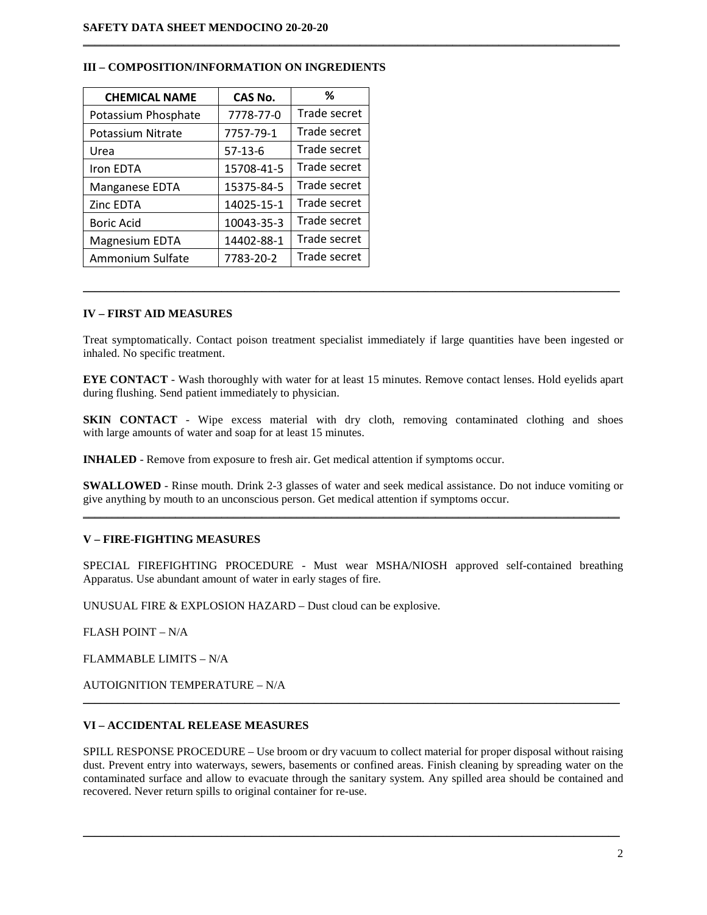## III – COMPOSITION/INFORMATION ON INGREDIENTS

| CHEMICAL NAME | CAS No. | % |
|---|---|---|
| Potassium Phosphate | 7778-77-0 | Trade secret |
| Potassium Nitrate | 7757-79-1 | Trade secret |
| Urea | 57-13-6 | Trade secret |
| Iron EDTA | 15708-41-5 | Trade secret |
| Manganese EDTA | 15375-84-5 | Trade secret |
| Zinc EDTA | 14025-15-1 | Trade secret |
| Boric Acid | 10043-35-3 | Trade secret |
| Magnesium EDTA | 14402-88-1 | Trade secret |
| Ammonium Sulfate | 7783-20-2 | Trade secret |

## IV – FIRST AID MEASURES

Treat symptomatically. Contact poison treatment specialist immediately if large quantities have been ingested or inhaled. No specific treatment.

**EYE CONTACT** - Wash thoroughly with water for at least 15 minutes. Remove contact lenses. Hold eyelids apart during flushing. Send patient immediately to physician.

**SKIN CONTACT** - Wipe excess material with dry cloth, removing contaminated clothing and shoes with large amounts of water and soap for at least 15 minutes.

**INHALED** - Remove from exposure to fresh air. Get medical attention if symptoms occur.

**SWALLOWED** - Rinse mouth. Drink 2-3 glasses of water and seek medical assistance. Do not induce vomiting or give anything by mouth to an unconscious person. Get medical attention if symptoms occur.

## V – FIRE-FIGHTING MEASURES

SPECIAL FIREFIGHTING PROCEDURE - Must wear MSHA/NIOSH approved self-contained breathing Apparatus. Use abundant amount of water in early stages of fire.

UNUSUAL FIRE & EXPLOSION HAZARD – Dust cloud can be explosive.

FLASH POINT – N/A

FLAMMABLE LIMITS – N/A

AUTOIGNITION TEMPERATURE – N/A

## VI – ACCIDENTAL RELEASE MEASURES

SPILL RESPONSE PROCEDURE – Use broom or dry vacuum to collect material for proper disposal without raising dust. Prevent entry into waterways, sewers, basements or confined areas. Finish cleaning by spreading water on the contaminated surface and allow to evacuate through the sanitary system. Any spilled area should be contained and recovered. Never return spills to original container for re-use.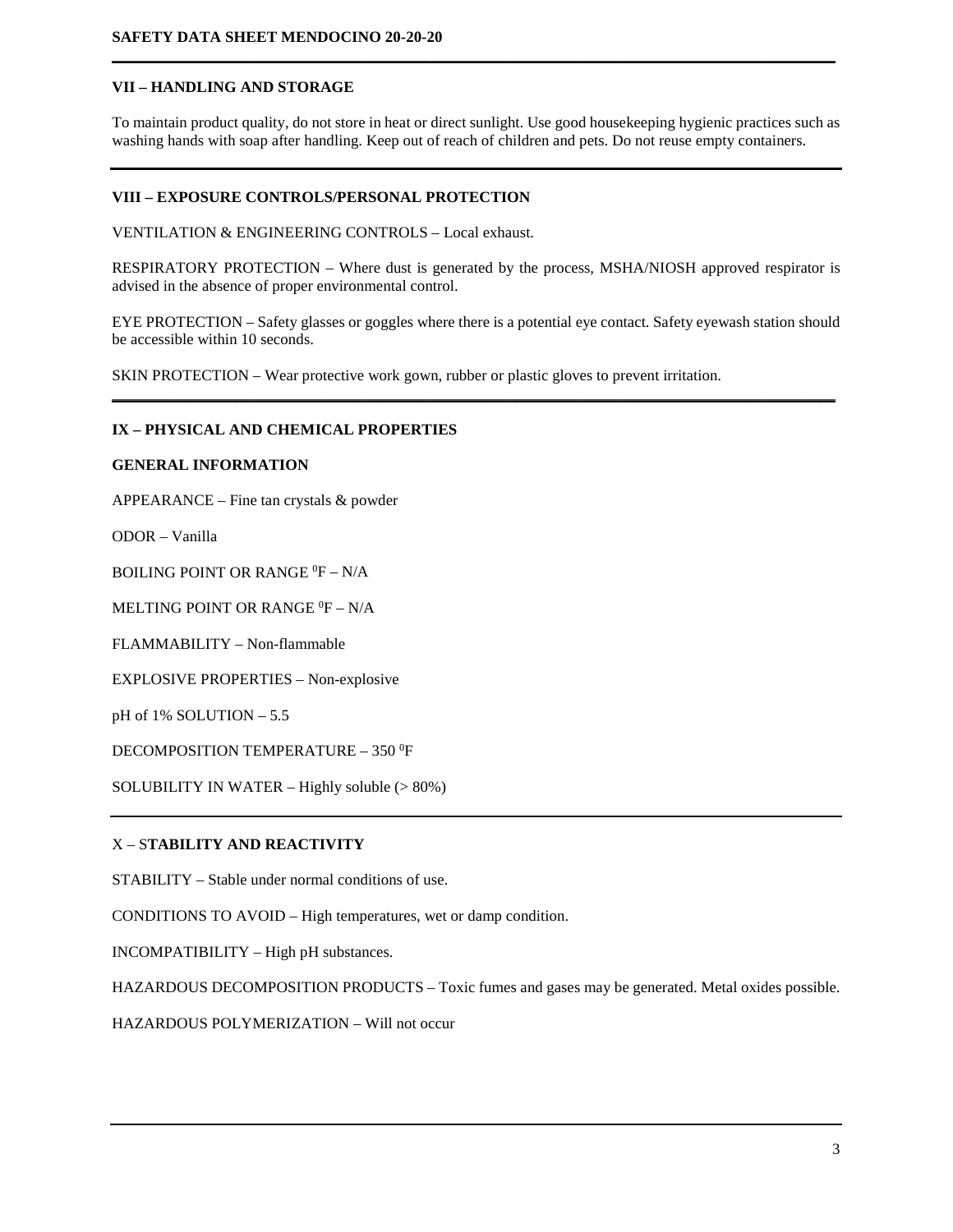## VII – HANDLING AND STORAGE

To maintain product quality, do not store in heat or direct sunlight. Use good housekeeping hygienic practices such as washing hands with soap after handling. Keep out of reach of children and pets. Do not reuse empty containers.

## VIII – EXPOSURE CONTROLS/PERSONAL PROTECTION

VENTILATION & ENGINEERING CONTROLS – Local exhaust.

RESPIRATORY PROTECTION – Where dust is generated by the process, MSHA/NIOSH approved respirator is advised in the absence of proper environmental control.

EYE PROTECTION – Safety glasses or goggles where there is a potential eye contact. Safety eyewash station should be accessible within 10 seconds.

SKIN PROTECTION – Wear protective work gown, rubber or plastic gloves to prevent irritation.

## IX – PHYSICAL AND CHEMICAL PROPERTIES

### GENERAL INFORMATION

APPEARANCE – Fine tan crystals & powder

ODOR – Vanilla

BOILING POINT OR RANGE $^{0}$F – N/A

MELTING POINT OR RANGE $^{0}$F – N/A

FLAMMABILITY – Non-flammable

EXPLOSIVE PROPERTIES – Non-explosive

pH of 1% SOLUTION – 5.5

DECOMPOSITION TEMPERATURE – 350 $^{0}$F

SOLUBILITY IN WATER – Highly soluble (> 80%)

## X – STABILITY AND REACTIVITY

STABILITY – Stable under normal conditions of use.

CONDITIONS TO AVOID – High temperatures, wet or damp condition.

INCOMPATIBILITY – High pH substances.

HAZARDOUS DECOMPOSITION PRODUCTS – Toxic fumes and gases may be generated. Metal oxides possible.

HAZARDOUS POLYMERIZATION – Will not occur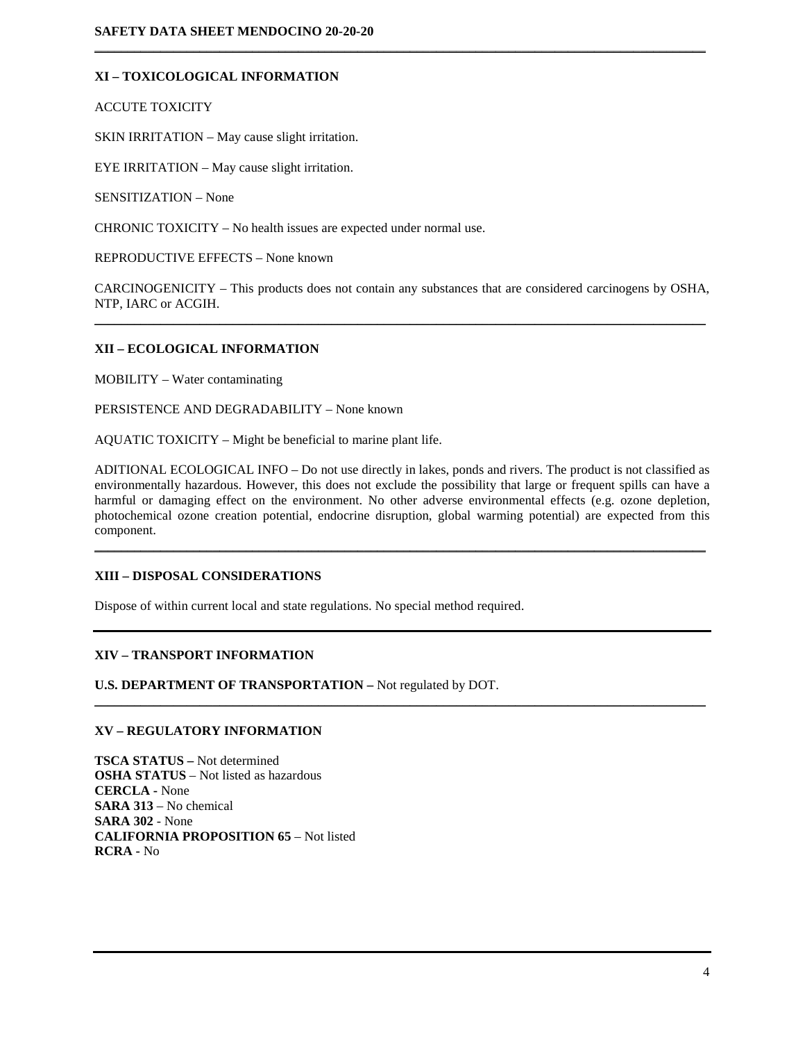## XI – TOXICOLOGICAL INFORMATION

ACCUTE TOXICITY

SKIN IRRITATION – May cause slight irritation.

EYE IRRITATION – May cause slight irritation.

SENSITIZATION – None

CHRONIC TOXICITY – No health issues are expected under normal use.

REPRODUCTIVE EFFECTS – None known

CARCINOGENICITY – This products does not contain any substances that are considered carcinogens by OSHA, NTP, IARC or ACGIH.

---

## XII – ECOLOGICAL INFORMATION

MOBILITY – Water contaminating

PERSISTENCE AND DEGRADABILITY – None known

AQUATIC TOXICITY – Might be beneficial to marine plant life.

ADITIONAL ECOLOGICAL INFO – Do not use directly in lakes, ponds and rivers. The product is not classified as environmentally hazardous. However, this does not exclude the possibility that large or frequent spills can have a harmful or damaging effect on the environment. No other adverse environmental effects (e.g. ozone depletion, photochemical ozone creation potential, endocrine disruption, global warming potential) are expected from this component.

---

## XIII – DISPOSAL CONSIDERATIONS

Dispose of within current local and state regulations. No special method required.

---

## XIV – TRANSPORT INFORMATION

**U.S. DEPARTMENT OF TRANSPORTATION –** Not regulated by DOT.

---

## XV – REGULATORY INFORMATION

**TSCA STATUS –** Not determined
**OSHA STATUS** – Not listed as hazardous
**CERCLA** - None
**SARA 313** – No chemical
**SARA 302** - None
**CALIFORNIA PROPOSITION 65** – Not listed
**RCRA** - No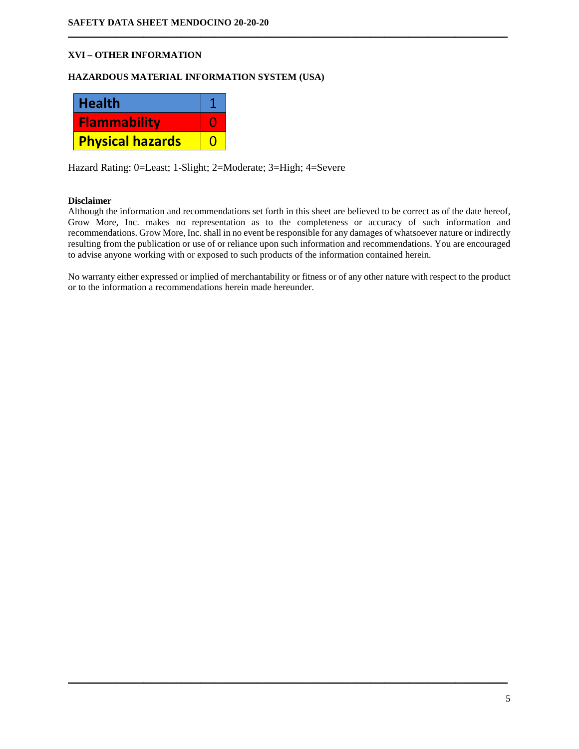## XVI – OTHER INFORMATION

### HAZARDOUS MATERIAL INFORMATION SYSTEM (USA)

| | |
|---|---|
| Health | 1 |
| Flammability | 0 |
| Physical hazards | 0 |

Hazard Rating: 0=Least; 1-Slight; 2=Moderate; 3=High; 4=Severe

**Disclaimer**

Although the information and recommendations set forth in this sheet are believed to be correct as of the date hereof, Grow More, Inc. makes no representation as to the completeness or accuracy of such information and recommendations. Grow More, Inc. shall in no event be responsible for any damages of whatsoever nature or indirectly resulting from the publication or use of or reliance upon such information and recommendations. You are encouraged to advise anyone working with or exposed to such products of the information contained herein.

No warranty either expressed or implied of merchantability or fitness or of any other nature with respect to the product or to the information a recommendations herein made hereunder.